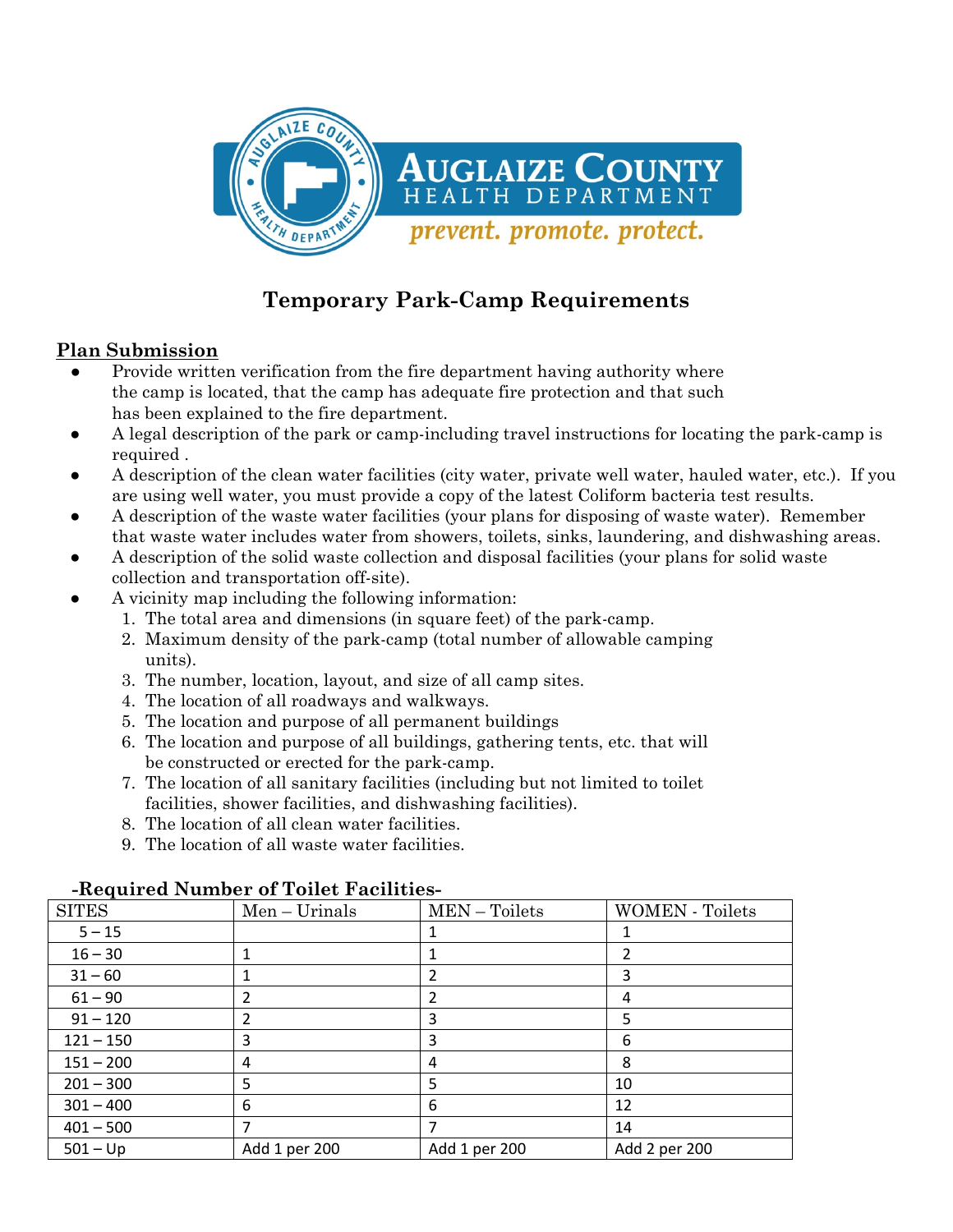# Temporary Park-Camp Requirements

## Plan Submission

- Provide written verification from the fire department having authority where the camp is located, that the camp has adequate fire protection and that such has been explained to the fire department.
- A legal description of the park or camp-including travel instructions for locating the park-camp is required .
- A description of the clean water facilities (city water, private well water, hauled water, etc.). If you are using well water, you must provide a copy of the latest Coliform bacteria test results.
- A description of the waste water facilities (your plans for disposing of waste water). Remember that waste water includes water from showers, toilets, sinks, laundering, and dishwashing areas.
- A description of the solid waste collection and disposal facilities (your plans for solid waste collection and transportation off-site).
- A vicinity map including the following information:
  1. The total area and dimensions (in square feet) of the park-camp.
  2. Maximum density of the park-camp (total number of allowable camping units).
  3. The number, location, layout, and size of all camp sites.
  4. The location of all roadways and walkways.
  5. The location and purpose of all permanent buildings
  6. The location and purpose of all buildings, gathering tents, etc. that will be constructed or erected for the park-camp.
  7. The location of all sanitary facilities (including but not limited to toilet facilities, shower facilities, and dishwashing facilities).
  8. The location of all clean water facilities.
  9. The location of all waste water facilities.

**-Required Number of Toilet Facilities-**

| SITES | Men – Urinals | MEN – Toilets | WOMEN - Toilets |
|---|---|---|---|
| 5 – 15 | | 1 | 1 |
| 16 – 30 | 1 | 1 | 2 |
| 31 – 60 | 1 | 2 | 3 |
| 61 – 90 | 2 | 2 | 4 |
| 91 – 120 | 2 | 3 | 5 |
| 121 – 150 | 3 | 3 | 6 |
| 151 – 200 | 4 | 4 | 8 |
| 201 – 300 | 5 | 5 | 10 |
| 301 – 400 | 6 | 6 | 12 |
| 401 – 500 | 7 | 7 | 14 |
| 501 – Up | Add 1 per 200 | Add 1 per 200 | Add 2 per 200 |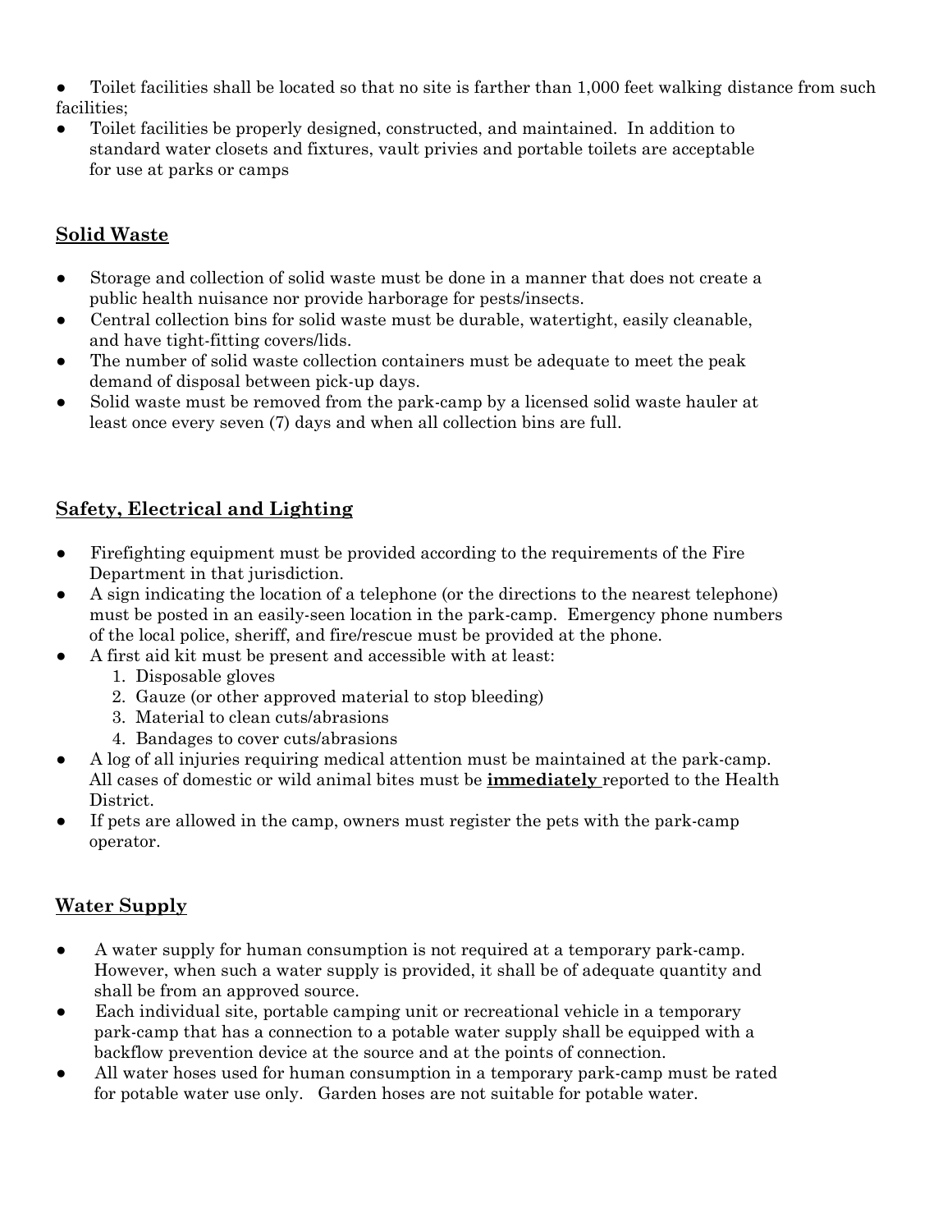- Toilet facilities shall be located so that no site is farther than 1,000 feet walking distance from such facilities;
- Toilet facilities be properly designed, constructed, and maintained. In addition to standard water closets and fixtures, vault privies and portable toilets are acceptable for use at parks or camps

## Solid Waste

- Storage and collection of solid waste must be done in a manner that does not create a public health nuisance nor provide harborage for pests/insects.
- Central collection bins for solid waste must be durable, watertight, easily cleanable, and have tight-fitting covers/lids.
- The number of solid waste collection containers must be adequate to meet the peak demand of disposal between pick-up days.
- Solid waste must be removed from the park-camp by a licensed solid waste hauler at least once every seven (7) days and when all collection bins are full.

## Safety, Electrical and Lighting

- Firefighting equipment must be provided according to the requirements of the Fire Department in that jurisdiction.
- A sign indicating the location of a telephone (or the directions to the nearest telephone) must be posted in an easily-seen location in the park-camp. Emergency phone numbers of the local police, sheriff, and fire/rescue must be provided at the phone.
- A first aid kit must be present and accessible with at least:
  1. Disposable gloves
  2. Gauze (or other approved material to stop bleeding)
  3. Material to clean cuts/abrasions
  4. Bandages to cover cuts/abrasions
- A log of all injuries requiring medical attention must be maintained at the park-camp. All cases of domestic or wild animal bites must be **immediately** reported to the Health District.
- If pets are allowed in the camp, owners must register the pets with the park-camp operator.

## Water Supply

- A water supply for human consumption is not required at a temporary park-camp. However, when such a water supply is provided, it shall be of adequate quantity and shall be from an approved source.
- Each individual site, portable camping unit or recreational vehicle in a temporary park-camp that has a connection to a potable water supply shall be equipped with a backflow prevention device at the source and at the points of connection.
- All water hoses used for human consumption in a temporary park-camp must be rated for potable water use only. Garden hoses are not suitable for potable water.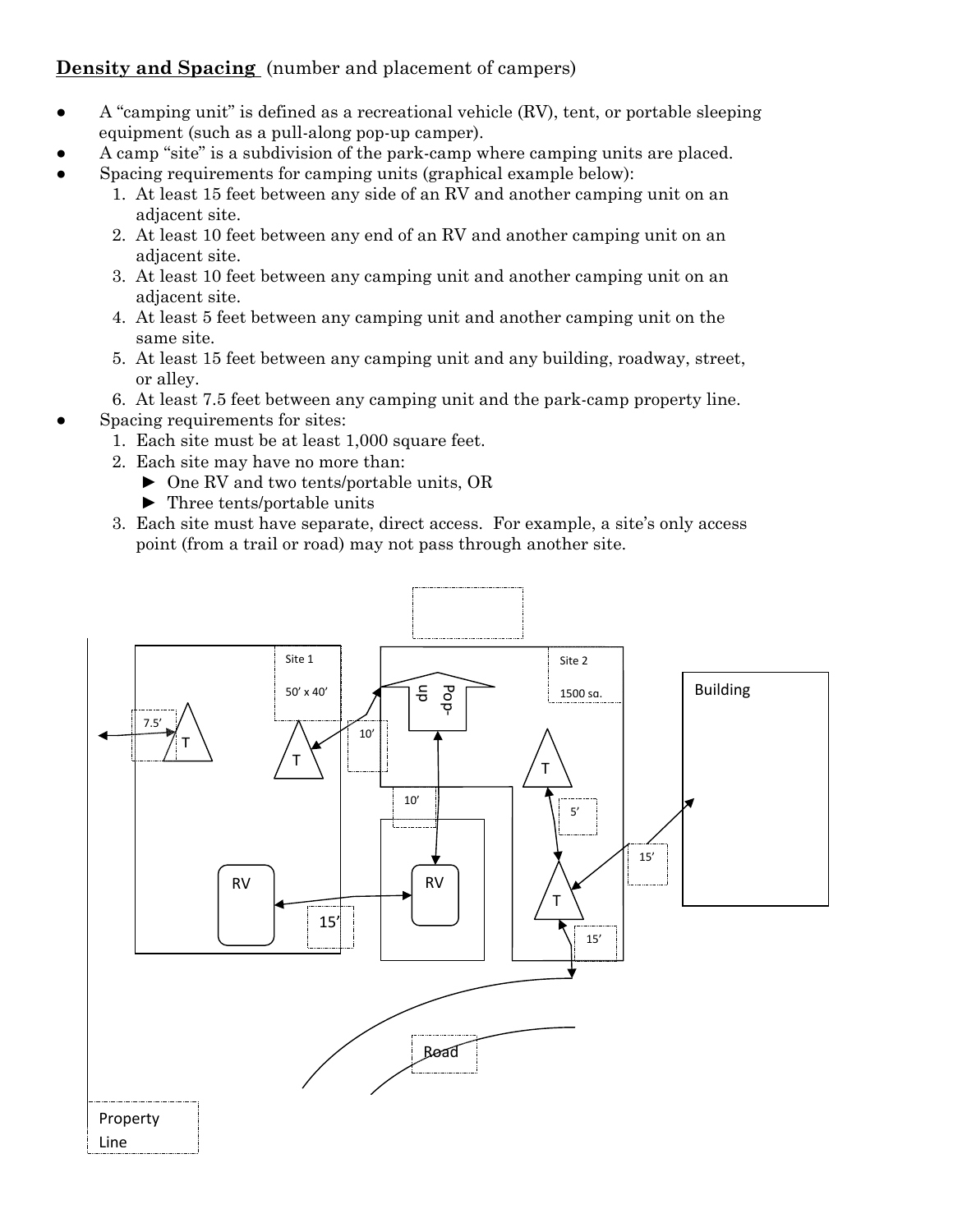**Density and Spacing** (number and placement of campers)

- A "camping unit" is defined as a recreational vehicle (RV), tent, or portable sleeping equipment (such as a pull-along pop-up camper).
- A camp "site" is a subdivision of the park-camp where camping units are placed.
- Spacing requirements for camping units (graphical example below):
  1. At least 15 feet between any side of an RV and another camping unit on an adjacent site.
  2. At least 10 feet between any end of an RV and another camping unit on an adjacent site.
  3. At least 10 feet between any camping unit and another camping unit on an adjacent site.
  4. At least 5 feet between any camping unit and another camping unit on the same site.
  5. At least 15 feet between any camping unit and any building, roadway, street, or alley.
  6. At least 7.5 feet between any camping unit and the park-camp property line.
- Spacing requirements for sites:
  1. Each site must be at least 1,000 square feet.
  2. Each site may have no more than:
     - ► One RV and two tents/portable units, OR
     - ► Three tents/portable units
  3. Each site must have separate, direct access. For example, a site's only access point (from a trail or road) may not pass through another site.

Site 1 — 50' x 40'

Site 2 — 1500 sq.

Pop-up

T

RV

Building

Road

Property Line

7.5'

10'

10'

5'

15'

15'

15'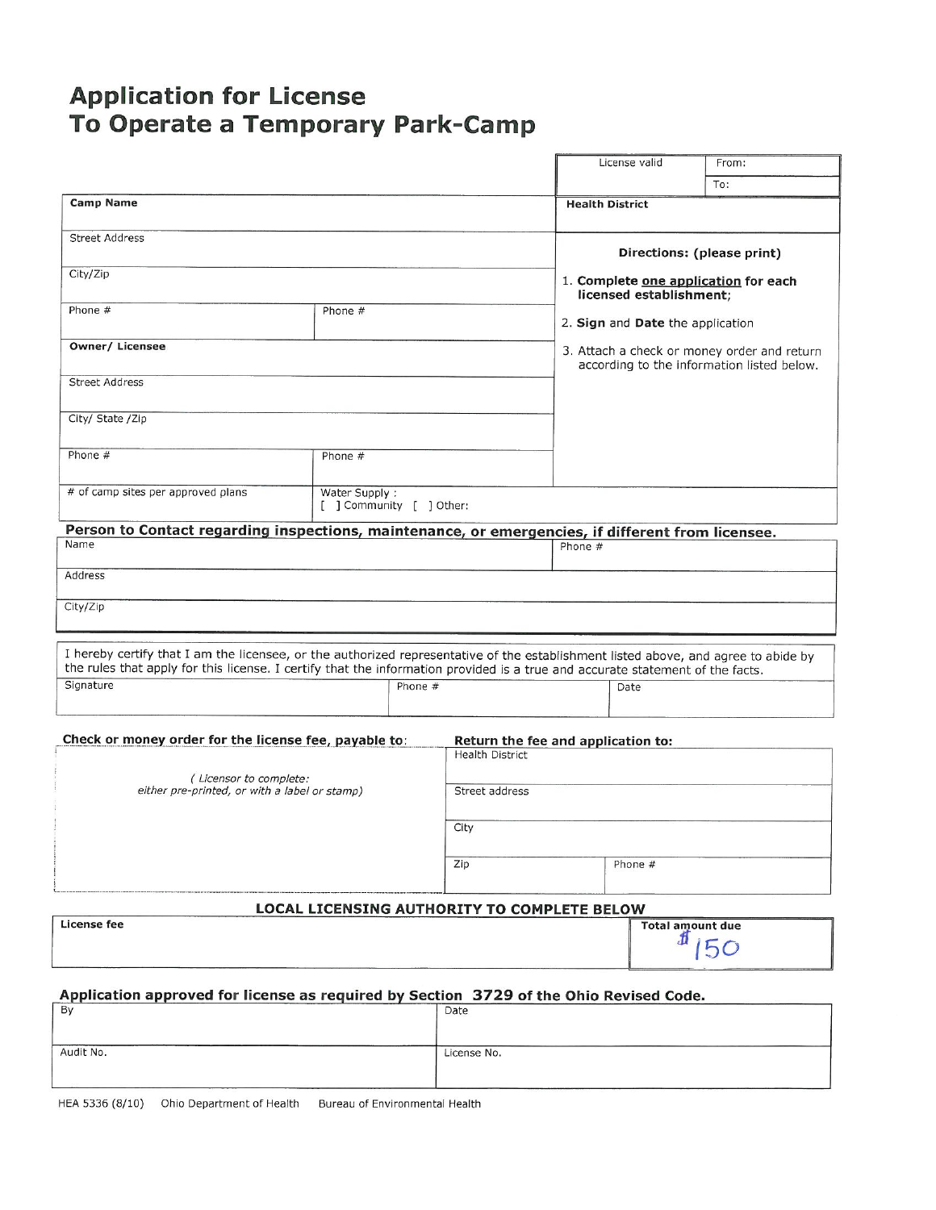# Application for License
# To Operate a Temporary Park-Camp

| | | | |
|---|---|---|---|
| | | License valid | From: |
| | | | To: |
| **Camp Name** | | **Health District** | |
| Street Address | | **Directions: (please print)**<br>1. **Complete one application for each licensed establishment**;<br>2. **Sign** and **Date** the application<br>3. Attach a check or money order and return according to the information listed below. | |
| City/Zip | | | |
| Phone # | Phone # | | |
| **Owner/ Licensee** | | | |
| Street Address | | | |
| City/ State /Zip | | | |
| Phone # | Phone # | | |
| # of camp sites per approved plans | Water Supply :<br>[ ] Community [ ] Other: | | |

**Person to Contact regarding inspections, maintenance, or emergencies, if different from licensee.**

| | |
|---|---|
| Name | Phone # |
| Address | |
| City/Zip | |

I hereby certify that I am the licensee, or the authorized representative of the establishment listed above, and agree to abide by the rules that apply for this license. I certify that the information provided is a true and accurate statement of the facts.

| | | |
|---|---|---|
| Signature | Phone # | Date |

| Check or money order for the license fee, payable to: | Return the fee and application to: | |
|---|---|---|
| *( Licensor to complete: either pre-printed, or with a label or stamp)* | Health District | |
| | Street address | |
| | City | |
| | Zip | Phone # |

**LOCAL LICENSING AUTHORITY TO COMPLETE BELOW**

| | |
|---|---|
| **License fee** | **Total amount due**<br>$150 |

**Application approved for license as required by Section 3729 of the Ohio Revised Code.**

| | |
|---|---|
| By | Date |
| Audit No. | License No. |

HEA 5336 (8/10) Ohio Department of Health Bureau of Environmental Health